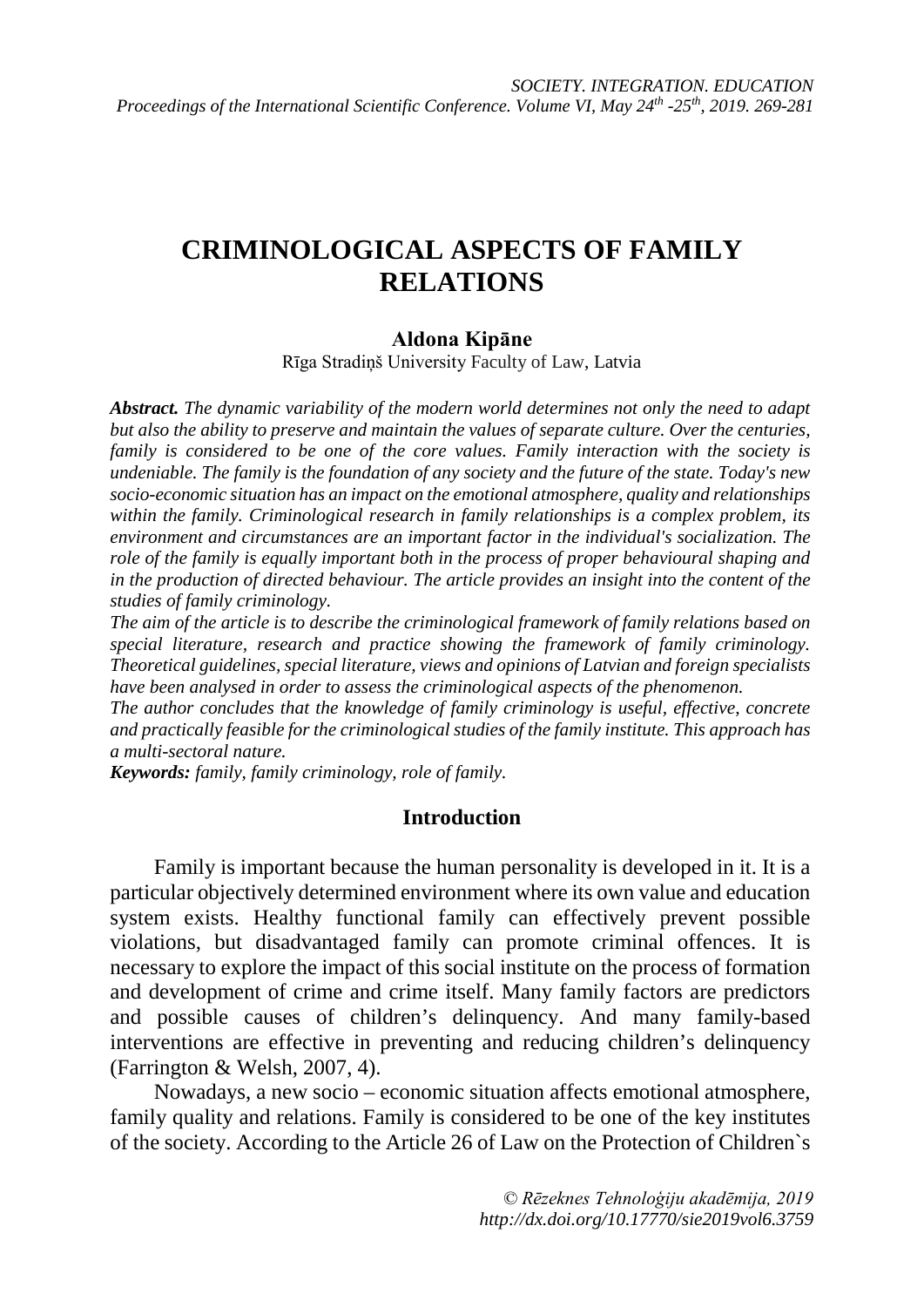# CRIMINOLOGICAL ASPECTS OF FAMILY RELATIONS

**Aldona Kipāne**

Rīga Stradiņš University Faculty of Law, Latvia

***Abstract.*** *The dynamic variability of the modern world determines not only the need to adapt but also the ability to preserve and maintain the values of separate culture. Over the centuries, family is considered to be one of the core values. Family interaction with the society is undeniable. The family is the foundation of any society and the future of the state. Today's new socio-economic situation has an impact on the emotional atmosphere, quality and relationships within the family. Criminological research in family relationships is a complex problem, its environment and circumstances are an important factor in the individual's socialization. The role of the family is equally important both in the process of proper behavioural shaping and in the production of directed behaviour. The article provides an insight into the content of the studies of family criminology.*

*The aim of the article is to describe the criminological framework of family relations based on special literature, research and practice showing the framework of family criminology. Theoretical guidelines, special literature, views and opinions of Latvian and foreign specialists have been analysed in order to assess the criminological aspects of the phenomenon.*

*The author concludes that the knowledge of family criminology is useful, effective, concrete and practically feasible for the criminological studies of the family institute. This approach has a multi-sectoral nature.*

***Keywords:*** *family, family criminology, role of family.*

## Introduction

Family is important because the human personality is developed in it. It is a particular objectively determined environment where its own value and education system exists. Healthy functional family can effectively prevent possible violations, but disadvantaged family can promote criminal offences. It is necessary to explore the impact of this social institute on the process of formation and development of crime and crime itself. Many family factors are predictors and possible causes of children's delinquency. And many family-based interventions are effective in preventing and reducing children's delinquency (Farrington & Welsh, 2007, 4).

Nowadays, a new socio – economic situation affects emotional atmosphere, family quality and relations. Family is considered to be one of the key institutes of the society. According to the Article 26 of Law on the Protection of Children`s

*© Rēzeknes Tehnoloģiju akadēmija, 2019*
*http://dx.doi.org/10.17770/sie2019vol6.3759*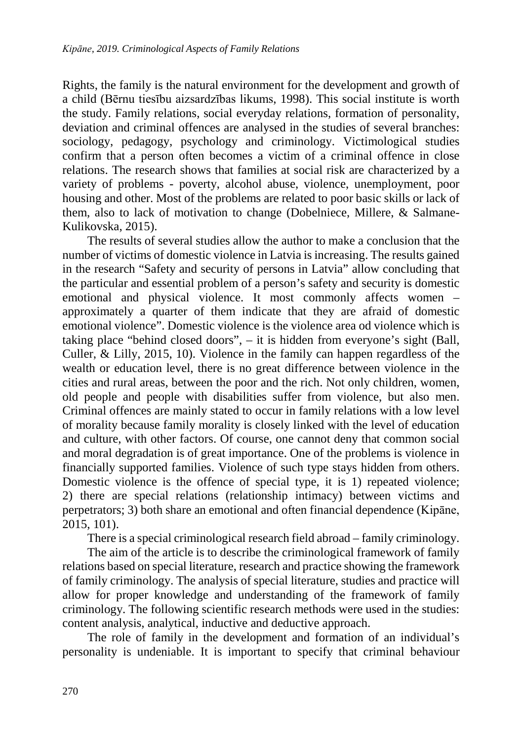Rights, the family is the natural environment for the development and growth of a child (Bērnu tiesību aizsardzības likums, 1998). This social institute is worth the study. Family relations, social everyday relations, formation of personality, deviation and criminal offences are analysed in the studies of several branches: sociology, pedagogy, psychology and criminology. Victimological studies confirm that a person often becomes a victim of a criminal offence in close relations. The research shows that families at social risk are characterized by a variety of problems - poverty, alcohol abuse, violence, unemployment, poor housing and other. Most of the problems are related to poor basic skills or lack of them, also to lack of motivation to change (Dobelniece, Millere, & Salmane-Kulikovska, 2015).

The results of several studies allow the author to make a conclusion that the number of victims of domestic violence in Latvia is increasing. The results gained in the research "Safety and security of persons in Latvia" allow concluding that the particular and essential problem of a person's safety and security is domestic emotional and physical violence. It most commonly affects women – approximately a quarter of them indicate that they are afraid of domestic emotional violence". Domestic violence is the violence area od violence which is taking place "behind closed doors", – it is hidden from everyone's sight (Ball, Culler, & Lilly, 2015, 10). Violence in the family can happen regardless of the wealth or education level, there is no great difference between violence in the cities and rural areas, between the poor and the rich. Not only children, women, old people and people with disabilities suffer from violence, but also men. Criminal offences are mainly stated to occur in family relations with a low level of morality because family morality is closely linked with the level of education and culture, with other factors. Of course, one cannot deny that common social and moral degradation is of great importance. One of the problems is violence in financially supported families. Violence of such type stays hidden from others. Domestic violence is the offence of special type, it is 1) repeated violence; 2) there are special relations (relationship intimacy) between victims and perpetrators; 3) both share an emotional and often financial dependence (Kipāne, 2015, 101).

There is a special criminological research field abroad – family criminology.

The aim of the article is to describe the criminological framework of family relations based on special literature, research and practice showing the framework of family criminology. The analysis of special literature, studies and practice will allow for proper knowledge and understanding of the framework of family criminology. The following scientific research methods were used in the studies: content analysis, analytical, inductive and deductive approach.

The role of family in the development and formation of an individual's personality is undeniable. It is important to specify that criminal behaviour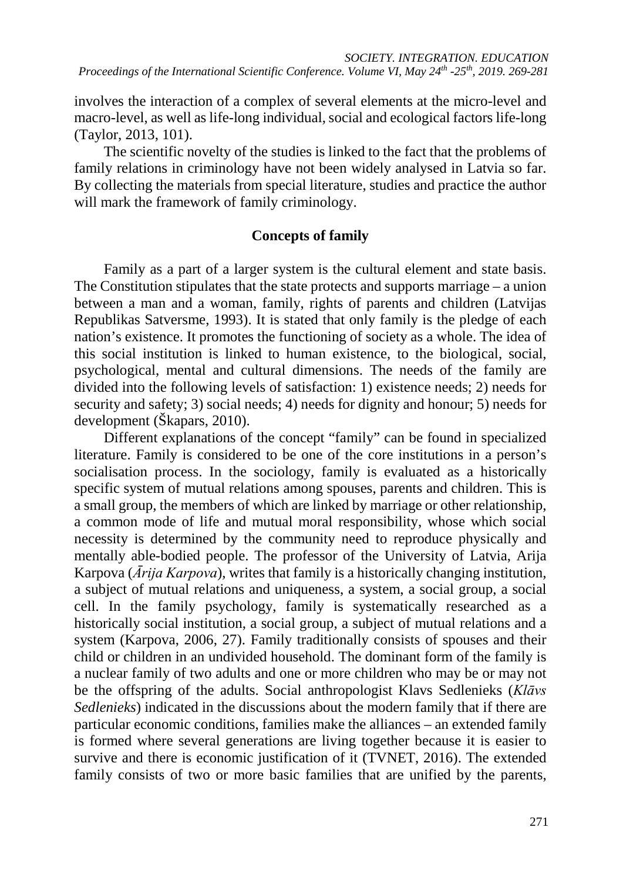involves the interaction of a complex of several elements at the micro-level and macro-level, as well as life-long individual, social and ecological factors life-long (Taylor, 2013, 101).

The scientific novelty of the studies is linked to the fact that the problems of family relations in criminology have not been widely analysed in Latvia so far. By collecting the materials from special literature, studies and practice the author will mark the framework of family criminology.

## Concepts of family

Family as a part of a larger system is the cultural element and state basis. The Constitution stipulates that the state protects and supports marriage – a union between a man and a woman, family, rights of parents and children (Latvijas Republikas Satversme, 1993). It is stated that only family is the pledge of each nation's existence. It promotes the functioning of society as a whole. The idea of this social institution is linked to human existence, to the biological, social, psychological, mental and cultural dimensions. The needs of the family are divided into the following levels of satisfaction: 1) existence needs; 2) needs for security and safety; 3) social needs; 4) needs for dignity and honour; 5) needs for development (Škapars, 2010).

Different explanations of the concept "family" can be found in specialized literature. Family is considered to be one of the core institutions in a person's socialisation process. In the sociology, family is evaluated as a historically specific system of mutual relations among spouses, parents and children. This is a small group, the members of which are linked by marriage or other relationship, a common mode of life and mutual moral responsibility, whose which social necessity is determined by the community need to reproduce physically and mentally able-bodied people. The professor of the University of Latvia, Arija Karpova (*Ārija Karpova*), writes that family is a historically changing institution, a subject of mutual relations and uniqueness, a system, a social group, a social cell. In the family psychology, family is systematically researched as a historically social institution, a social group, a subject of mutual relations and a system (Karpova, 2006, 27). Family traditionally consists of spouses and their child or children in an undivided household. The dominant form of the family is a nuclear family of two adults and one or more children who may be or may not be the offspring of the adults. Social anthropologist Klavs Sedlenieks (*Klāvs Sedlenieks*) indicated in the discussions about the modern family that if there are particular economic conditions, families make the alliances – an extended family is formed where several generations are living together because it is easier to survive and there is economic justification of it (TVNET, 2016). The extended family consists of two or more basic families that are unified by the parents,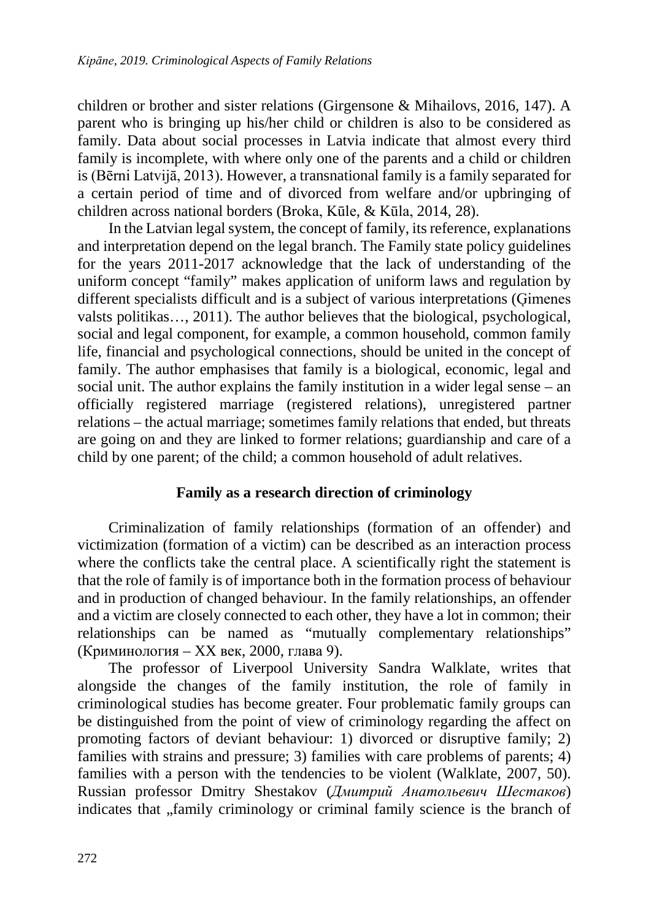children or brother and sister relations (Girgensone & Mihailovs, 2016, 147). A parent who is bringing up his/her child or children is also to be considered as family. Data about social processes in Latvia indicate that almost every third family is incomplete, with where only one of the parents and a child or children is (Bērni Latvijā, 2013). However, a transnational family is a family separated for a certain period of time and of divorced from welfare and/or upbringing of children across national borders (Broka, Kūle, & Kūla, 2014, 28).

In the Latvian legal system, the concept of family, its reference, explanations and interpretation depend on the legal branch. The Family state policy guidelines for the years 2011-2017 acknowledge that the lack of understanding of the uniform concept "family" makes application of uniform laws and regulation by different specialists difficult and is a subject of various interpretations (Ģimenes valsts politikas…, 2011). The author believes that the biological, psychological, social and legal component, for example, a common household, common family life, financial and psychological connections, should be united in the concept of family. The author emphasises that family is a biological, economic, legal and social unit. The author explains the family institution in a wider legal sense – an officially registered marriage (registered relations), unregistered partner relations – the actual marriage; sometimes family relations that ended, but threats are going on and they are linked to former relations; guardianship and care of a child by one parent; of the child; a common household of adult relatives.

## Family as a research direction of criminology

Criminalization of family relationships (formation of an offender) and victimization (formation of a victim) can be described as an interaction process where the conflicts take the central place. A scientifically right the statement is that the role of family is of importance both in the formation process of behaviour and in production of changed behaviour. In the family relationships, an offender and a victim are closely connected to each other, they have a lot in common; their relationships can be named as "mutually complementary relationships" (Криминология – XX век, 2000, глава 9).

The professor of Liverpool University Sandra Walklate, writes that alongside the changes of the family institution, the role of family in criminological studies has become greater. Four problematic family groups can be distinguished from the point of view of criminology regarding the affect on promoting factors of deviant behaviour: 1) divorced or disruptive family; 2) families with strains and pressure; 3) families with care problems of parents; 4) families with a person with the tendencies to be violent (Walklate, 2007, 50). Russian professor Dmitry Shestakov (*Дмитрий Анатольевич Шестаков*) indicates that „family criminology or criminal family science is the branch of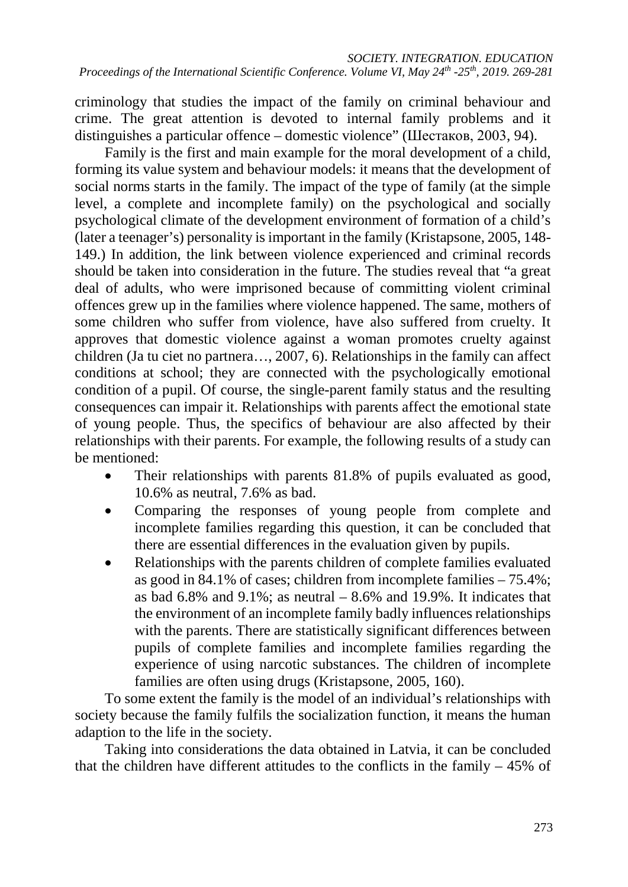criminology that studies the impact of the family on criminal behaviour and crime. The great attention is devoted to internal family problems and it distinguishes a particular offence – domestic violence" (Шестаков, 2003, 94).

Family is the first and main example for the moral development of a child, forming its value system and behaviour models: it means that the development of social norms starts in the family. The impact of the type of family (at the simple level, a complete and incomplete family) on the psychological and socially psychological climate of the development environment of formation of a child's (later a teenager's) personality is important in the family (Kristapsone, 2005, 148-149.) In addition, the link between violence experienced and criminal records should be taken into consideration in the future. The studies reveal that "a great deal of adults, who were imprisoned because of committing violent criminal offences grew up in the families where violence happened. The same, mothers of some children who suffer from violence, have also suffered from cruelty. It approves that domestic violence against a woman promotes cruelty against children (Ja tu ciet no partnera…, 2007, 6). Relationships in the family can affect conditions at school; they are connected with the psychologically emotional condition of a pupil. Of course, the single-parent family status and the resulting consequences can impair it. Relationships with parents affect the emotional state of young people. Thus, the specifics of behaviour are also affected by their relationships with their parents. For example, the following results of a study can be mentioned:

- Their relationships with parents 81.8% of pupils evaluated as good, 10.6% as neutral, 7.6% as bad.
- Comparing the responses of young people from complete and incomplete families regarding this question, it can be concluded that there are essential differences in the evaluation given by pupils.
- Relationships with the parents children of complete families evaluated as good in 84.1% of cases; children from incomplete families – 75.4%; as bad 6.8% and 9.1%; as neutral – 8.6% and 19.9%. It indicates that the environment of an incomplete family badly influences relationships with the parents. There are statistically significant differences between pupils of complete families and incomplete families regarding the experience of using narcotic substances. The children of incomplete families are often using drugs (Kristapsone, 2005, 160).

To some extent the family is the model of an individual's relationships with society because the family fulfils the socialization function, it means the human adaption to the life in the society.

Taking into considerations the data obtained in Latvia, it can be concluded that the children have different attitudes to the conflicts in the family – 45% of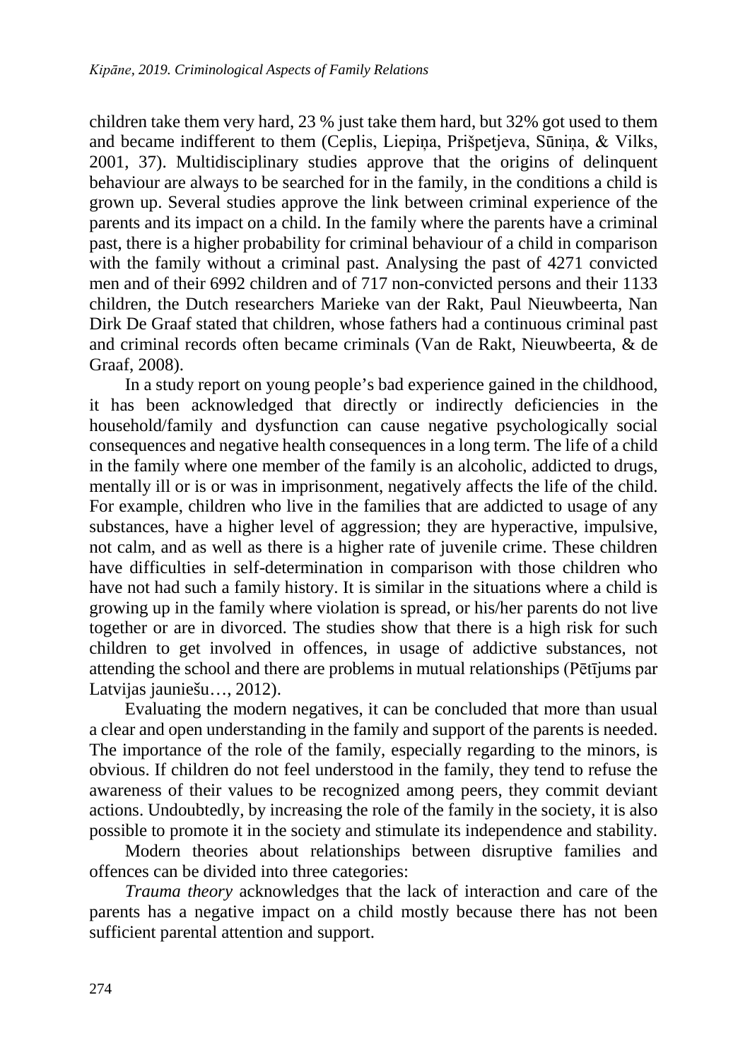children take them very hard, 23 % just take them hard, but 32% got used to them and became indifferent to them (Ceplis, Liepiņa, Prišpetjeva, Sūniņa, & Vilks, 2001, 37). Multidisciplinary studies approve that the origins of delinquent behaviour are always to be searched for in the family, in the conditions a child is grown up. Several studies approve the link between criminal experience of the parents and its impact on a child. In the family where the parents have a criminal past, there is a higher probability for criminal behaviour of a child in comparison with the family without a criminal past. Analysing the past of 4271 convicted men and of their 6992 children and of 717 non-convicted persons and their 1133 children, the Dutch researchers Marieke van der Rakt, Paul Nieuwbeerta, Nan Dirk De Graaf stated that children, whose fathers had a continuous criminal past and criminal records often became criminals (Van de Rakt, Nieuwbeerta, & de Graaf, 2008).

In a study report on young people's bad experience gained in the childhood, it has been acknowledged that directly or indirectly deficiencies in the household/family and dysfunction can cause negative psychologically social consequences and negative health consequences in a long term. The life of a child in the family where one member of the family is an alcoholic, addicted to drugs, mentally ill or is or was in imprisonment, negatively affects the life of the child. For example, children who live in the families that are addicted to usage of any substances, have a higher level of aggression; they are hyperactive, impulsive, not calm, and as well as there is a higher rate of juvenile crime. These children have difficulties in self-determination in comparison with those children who have not had such a family history. It is similar in the situations where a child is growing up in the family where violation is spread, or his/her parents do not live together or are in divorced. The studies show that there is a high risk for such children to get involved in offences, in usage of addictive substances, not attending the school and there are problems in mutual relationships (Pētījums par Latvijas jauniešu…, 2012).

Evaluating the modern negatives, it can be concluded that more than usual a clear and open understanding in the family and support of the parents is needed. The importance of the role of the family, especially regarding to the minors, is obvious. If children do not feel understood in the family, they tend to refuse the awareness of their values to be recognized among peers, they commit deviant actions. Undoubtedly, by increasing the role of the family in the society, it is also possible to promote it in the society and stimulate its independence and stability.

Modern theories about relationships between disruptive families and offences can be divided into three categories:

*Trauma theory* acknowledges that the lack of interaction and care of the parents has a negative impact on a child mostly because there has not been sufficient parental attention and support.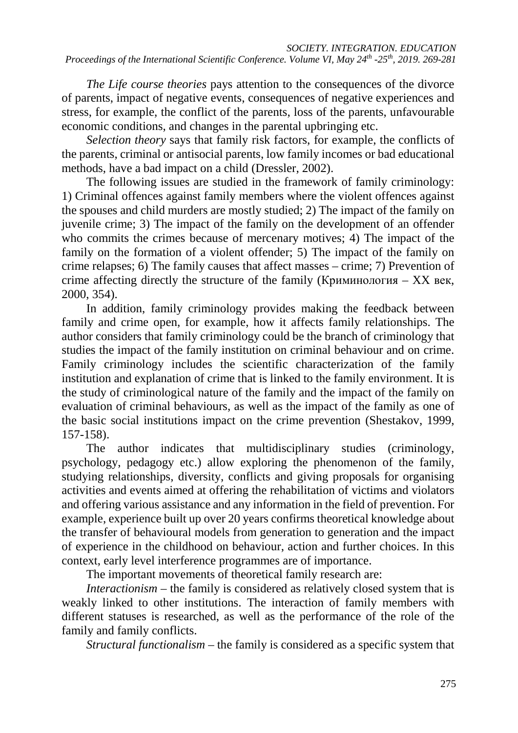*The Life course theories* pays attention to the consequences of the divorce of parents, impact of negative events, consequences of negative experiences and stress, for example, the conflict of the parents, loss of the parents, unfavourable economic conditions, and changes in the parental upbringing etc.

*Selection theory* says that family risk factors, for example, the conflicts of the parents, criminal or antisocial parents, low family incomes or bad educational methods, have a bad impact on a child (Dressler, 2002).

The following issues are studied in the framework of family criminology: 1) Criminal offences against family members where the violent offences against the spouses and child murders are mostly studied; 2) The impact of the family on juvenile crime; 3) The impact of the family on the development of an offender who commits the crimes because of mercenary motives; 4) The impact of the family on the formation of a violent offender; 5) The impact of the family on crime relapses; 6) The family causes that affect masses – crime; 7) Prevention of crime affecting directly the structure of the family (Криминология – XX век, 2000, 354).

In addition, family criminology provides making the feedback between family and crime open, for example, how it affects family relationships. The author considers that family criminology could be the branch of criminology that studies the impact of the family institution on criminal behaviour and on crime. Family criminology includes the scientific characterization of the family institution and explanation of crime that is linked to the family environment. It is the study of criminological nature of the family and the impact of the family on evaluation of criminal behaviours, as well as the impact of the family as one of the basic social institutions impact on the crime prevention (Shestakov, 1999, 157-158).

The author indicates that multidisciplinary studies (criminology, psychology, pedagogy etc.) allow exploring the phenomenon of the family, studying relationships, diversity, conflicts and giving proposals for organising activities and events aimed at offering the rehabilitation of victims and violators and offering various assistance and any information in the field of prevention. For example, experience built up over 20 years confirms theoretical knowledge about the transfer of behavioural models from generation to generation and the impact of experience in the childhood on behaviour, action and further choices. In this context, early level interference programmes are of importance.

The important movements of theoretical family research are:

*Interactionism* – the family is considered as relatively closed system that is weakly linked to other institutions. The interaction of family members with different statuses is researched, as well as the performance of the role of the family and family conflicts.

*Structural functionalism* – the family is considered as a specific system that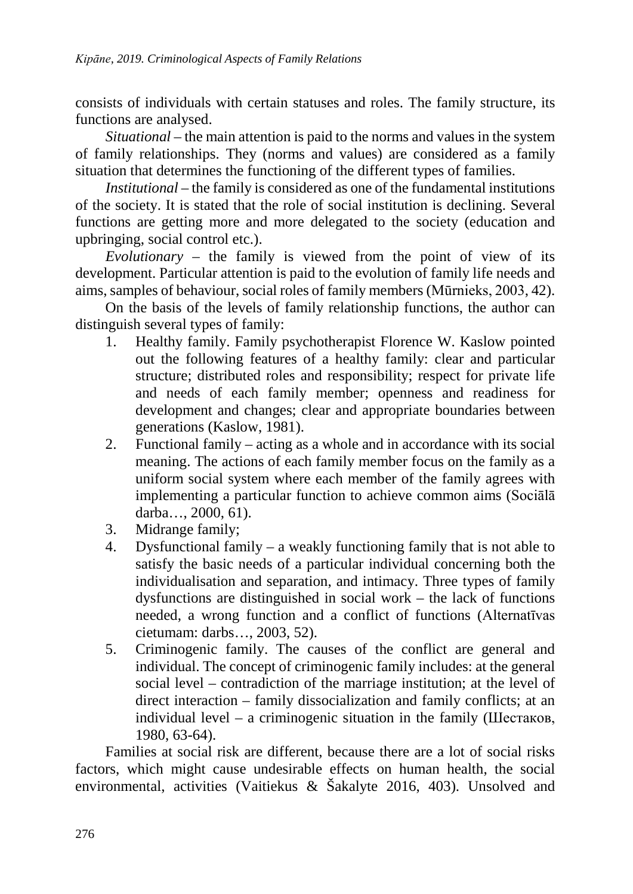consists of individuals with certain statuses and roles. The family structure, its functions are analysed.

*Situational* – the main attention is paid to the norms and values in the system of family relationships. They (norms and values) are considered as a family situation that determines the functioning of the different types of families.

*Institutional* – the family is considered as one of the fundamental institutions of the society. It is stated that the role of social institution is declining. Several functions are getting more and more delegated to the society (education and upbringing, social control etc.).

*Evolutionary* – the family is viewed from the point of view of its development. Particular attention is paid to the evolution of family life needs and aims, samples of behaviour, social roles of family members (Mūrnieks, 2003, 42).

On the basis of the levels of family relationship functions, the author can distinguish several types of family:

1. Healthy family. Family psychotherapist Florence W. Kaslow pointed out the following features of a healthy family: clear and particular structure; distributed roles and responsibility; respect for private life and needs of each family member; openness and readiness for development and changes; clear and appropriate boundaries between generations (Kaslow, 1981).
2. Functional family – acting as a whole and in accordance with its social meaning. The actions of each family member focus on the family as a uniform social system where each member of the family agrees with implementing a particular function to achieve common aims (Sociālā darba…, 2000, 61).
3. Midrange family;
4. Dysfunctional family – a weakly functioning family that is not able to satisfy the basic needs of a particular individual concerning both the individualisation and separation, and intimacy. Three types of family dysfunctions are distinguished in social work – the lack of functions needed, a wrong function and a conflict of functions (Alternatīvas cietumam: darbs…, 2003, 52).
5. Criminogenic family. The causes of the conflict are general and individual. The concept of criminogenic family includes: at the general social level – contradiction of the marriage institution; at the level of direct interaction – family dissocialization and family conflicts; at an individual level – a criminogenic situation in the family (Шестаков, 1980, 63-64).

Families at social risk are different, because there are a lot of social risks factors, which might cause undesirable effects on human health, the social environmental, activities (Vaitiekus & Šakalyte 2016, 403). Unsolved and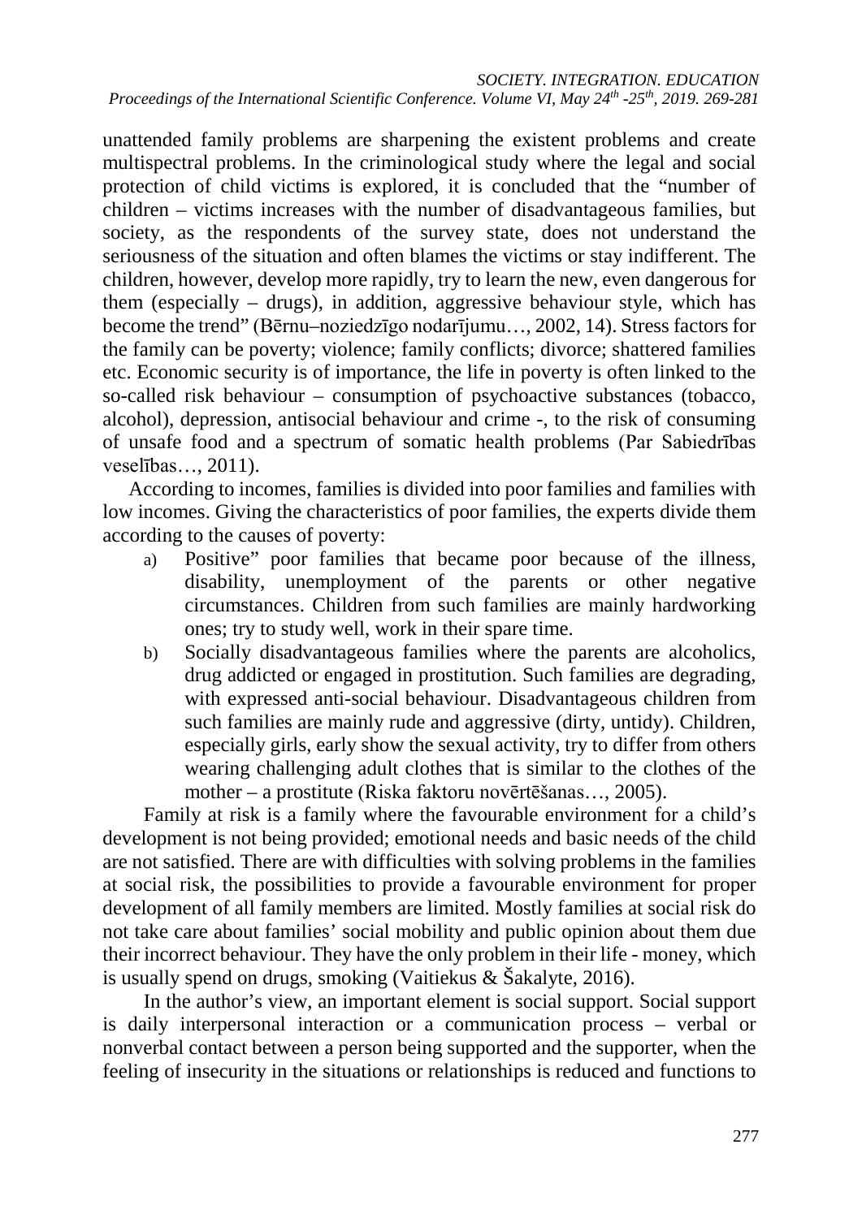unattended family problems are sharpening the existent problems and create multispectral problems. In the criminological study where the legal and social protection of child victims is explored, it is concluded that the "number of children – victims increases with the number of disadvantageous families, but society, as the respondents of the survey state, does not understand the seriousness of the situation and often blames the victims or stay indifferent. The children, however, develop more rapidly, try to learn the new, even dangerous for them (especially – drugs), in addition, aggressive behaviour style, which has become the trend" (Bērnu–noziedzīgo nodarījumu…, 2002, 14). Stress factors for the family can be poverty; violence; family conflicts; divorce; shattered families etc. Economic security is of importance, the life in poverty is often linked to the so-called risk behaviour – consumption of psychoactive substances (tobacco, alcohol), depression, antisocial behaviour and crime -, to the risk of consuming of unsafe food and a spectrum of somatic health problems (Par Sabiedrības veselības…, 2011).

According to incomes, families is divided into poor families and families with low incomes. Giving the characteristics of poor families, the experts divide them according to the causes of poverty:

a) Positive" poor families that became poor because of the illness, disability, unemployment of the parents or other negative circumstances. Children from such families are mainly hardworking ones; try to study well, work in their spare time.
b) Socially disadvantageous families where the parents are alcoholics, drug addicted or engaged in prostitution. Such families are degrading, with expressed anti-social behaviour. Disadvantageous children from such families are mainly rude and aggressive (dirty, untidy). Children, especially girls, early show the sexual activity, try to differ from others wearing challenging adult clothes that is similar to the clothes of the mother – a prostitute (Riska faktoru novērtēšanas…, 2005).

Family at risk is a family where the favourable environment for a child's development is not being provided; emotional needs and basic needs of the child are not satisfied. There are with difficulties with solving problems in the families at social risk, the possibilities to provide a favourable environment for proper development of all family members are limited. Mostly families at social risk do not take care about families' social mobility and public opinion about them due their incorrect behaviour. They have the only problem in their life - money, which is usually spend on drugs, smoking (Vaitiekus & Šakalyte, 2016).

In the author's view, an important element is social support. Social support is daily interpersonal interaction or a communication process – verbal or nonverbal contact between a person being supported and the supporter, when the feeling of insecurity in the situations or relationships is reduced and functions to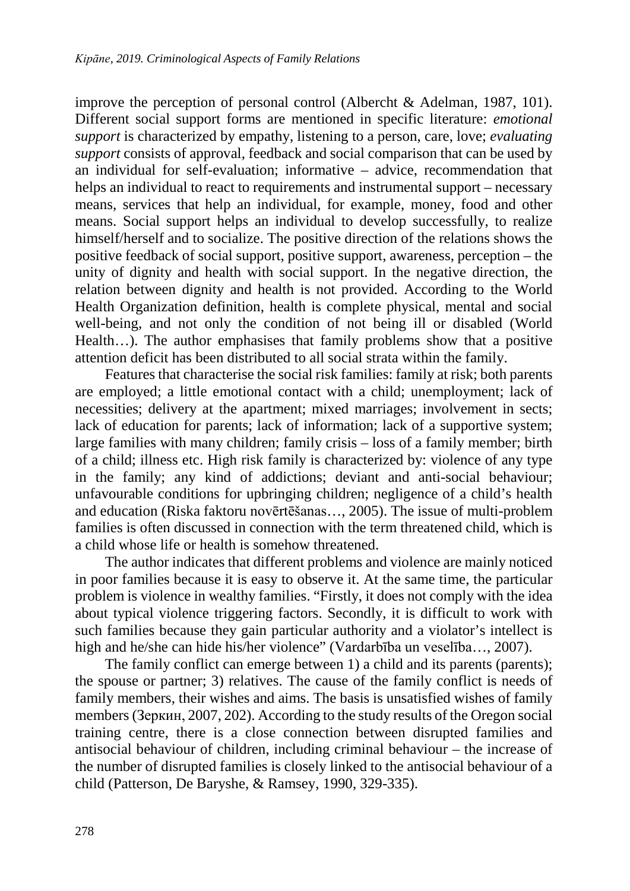improve the perception of personal control (Albercht & Adelman, 1987, 101). Different social support forms are mentioned in specific literature: *emotional support* is characterized by empathy, listening to a person, care, love; *evaluating support* consists of approval, feedback and social comparison that can be used by an individual for self-evaluation; informative – advice, recommendation that helps an individual to react to requirements and instrumental support – necessary means, services that help an individual, for example, money, food and other means. Social support helps an individual to develop successfully, to realize himself/herself and to socialize. The positive direction of the relations shows the positive feedback of social support, positive support, awareness, perception – the unity of dignity and health with social support. In the negative direction, the relation between dignity and health is not provided. According to the World Health Organization definition, health is complete physical, mental and social well-being, and not only the condition of not being ill or disabled (World Health…). The author emphasises that family problems show that a positive attention deficit has been distributed to all social strata within the family.

Features that characterise the social risk families: family at risk; both parents are employed; a little emotional contact with a child; unemployment; lack of necessities; delivery at the apartment; mixed marriages; involvement in sects; lack of education for parents; lack of information; lack of a supportive system; large families with many children; family crisis – loss of a family member; birth of a child; illness etc. High risk family is characterized by: violence of any type in the family; any kind of addictions; deviant and anti-social behaviour; unfavourable conditions for upbringing children; negligence of a child's health and education (Riska faktoru novērtēšanas…, 2005). The issue of multi-problem families is often discussed in connection with the term threatened child, which is a child whose life or health is somehow threatened.

The author indicates that different problems and violence are mainly noticed in poor families because it is easy to observe it. At the same time, the particular problem is violence in wealthy families. "Firstly, it does not comply with the idea about typical violence triggering factors. Secondly, it is difficult to work with such families because they gain particular authority and a violator's intellect is high and he/she can hide his/her violence" (Vardarbība un veselība…, 2007).

The family conflict can emerge between 1) a child and its parents (parents); the spouse or partner; 3) relatives. The cause of the family conflict is needs of family members, their wishes and aims. The basis is unsatisfied wishes of family members (Зеркин, 2007, 202). According to the study results of the Oregon social training centre, there is a close connection between disrupted families and antisocial behaviour of children, including criminal behaviour – the increase of the number of disrupted families is closely linked to the antisocial behaviour of a child (Patterson, De Baryshe, & Ramsey, 1990, 329-335).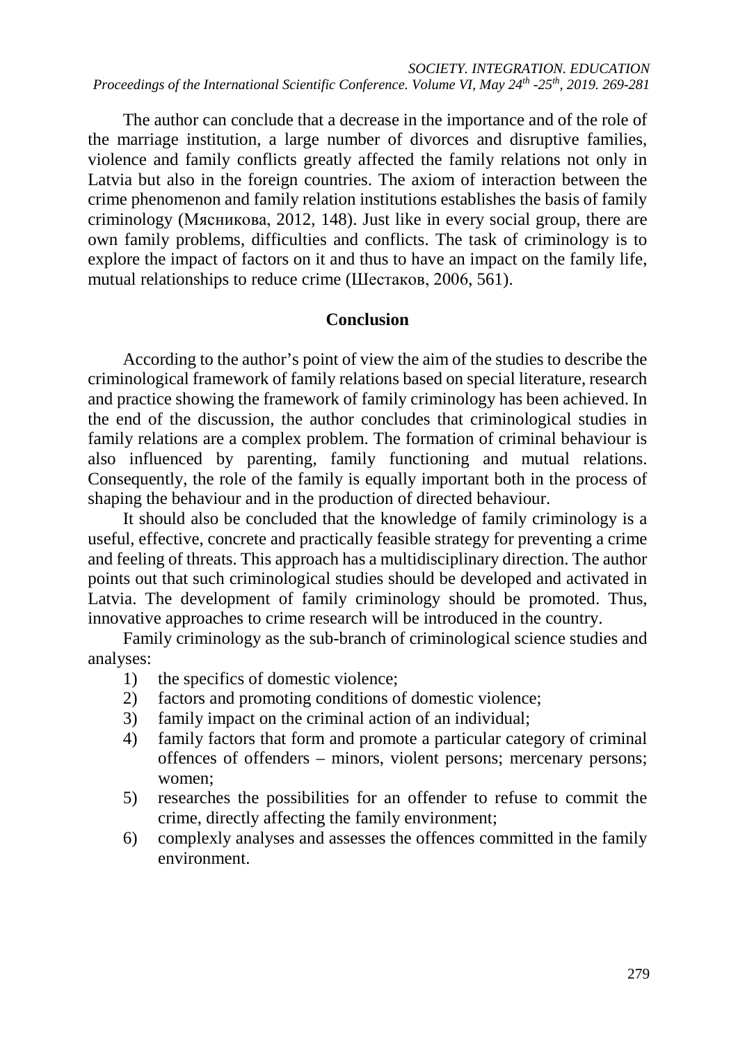The author can conclude that a decrease in the importance and of the role of the marriage institution, a large number of divorces and disruptive families, violence and family conflicts greatly affected the family relations not only in Latvia but also in the foreign countries. The axiom of interaction between the crime phenomenon and family relation institutions establishes the basis of family criminology (Мясникова, 2012, 148). Just like in every social group, there are own family problems, difficulties and conflicts. The task of criminology is to explore the impact of factors on it and thus to have an impact on the family life, mutual relationships to reduce crime (Шестаков, 2006, 561).

## Conclusion

According to the author's point of view the aim of the studies to describe the criminological framework of family relations based on special literature, research and practice showing the framework of family criminology has been achieved. In the end of the discussion, the author concludes that criminological studies in family relations are a complex problem. The formation of criminal behaviour is also influenced by parenting, family functioning and mutual relations. Consequently, the role of the family is equally important both in the process of shaping the behaviour and in the production of directed behaviour.

It should also be concluded that the knowledge of family criminology is a useful, effective, concrete and practically feasible strategy for preventing a crime and feeling of threats. This approach has a multidisciplinary direction. The author points out that such criminological studies should be developed and activated in Latvia. The development of family criminology should be promoted. Thus, innovative approaches to crime research will be introduced in the country.

Family criminology as the sub-branch of criminological science studies and analyses:

1) the specifics of domestic violence;
2) factors and promoting conditions of domestic violence;
3) family impact on the criminal action of an individual;
4) family factors that form and promote a particular category of criminal offences of offenders – minors, violent persons; mercenary persons; women;
5) researches the possibilities for an offender to refuse to commit the crime, directly affecting the family environment;
6) complexly analyses and assesses the offences committed in the family environment.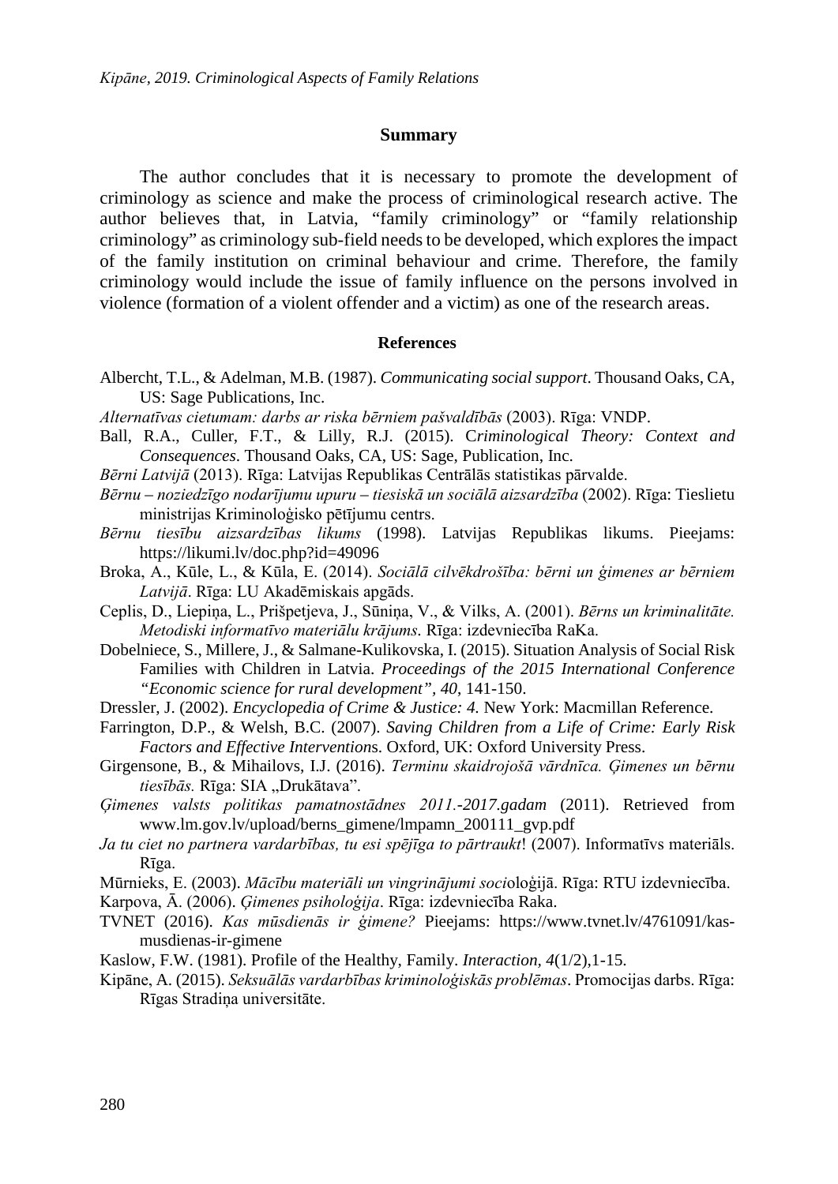## Summary

The author concludes that it is necessary to promote the development of criminology as science and make the process of criminological research active. The author believes that, in Latvia, "family criminology" or "family relationship criminology" as criminology sub-field needs to be developed, which explores the impact of the family institution on criminal behaviour and crime. Therefore, the family criminology would include the issue of family influence on the persons involved in violence (formation of a violent offender and a victim) as one of the research areas.

## References

Albercht, T.L., & Adelman, M.B. (1987). *Communicating social support*. Thousand Oaks, CA, US: Sage Publications, Inc.

*Alternatīvas cietumam: darbs ar riska bērniem pašvaldībās* (2003). Rīga: VNDP.

Ball, R.A., Culler, F.T., & Lilly, R.J. (2015). *Criminological Theory: Context and Consequences*. Thousand Oaks, CA, US: Sage, Publication, Inc.

*Bērni Latvijā* (2013). Rīga: Latvijas Republikas Centrālās statistikas pārvalde.

*Bērnu – noziedzīgo nodarījumu upuru – tiesiskā un sociālā aizsardzība* (2002). Rīga: Tieslietu ministrijas Kriminoloģisko pētījumu centrs.

*Bērnu tiesību aizsardzības likums* (1998). Latvijas Republikas likums. Pieejams: https://likumi.lv/doc.php?id=49096

Broka, A., Kūle, L., & Kūla, E. (2014). *Sociālā cilvēkdrošība: bērni un ģimenes ar bērniem Latvijā*. Rīga: LU Akadēmiskais apgāds.

Ceplis, D., Liepiņa, L., Prišpetjeva, J., Sūniņa, V., & Vilks, A. (2001). *Bērns un kriminalitāte. Metodiski informatīvo materiālu krājums*. Rīga: izdevniecība RaKa.

Dobelniece, S., Millere, J., & Salmane-Kulikovska, I. (2015). Situation Analysis of Social Risk Families with Children in Latvia. *Proceedings of the 2015 International Conference "Economic science for rural development", 40*, 141-150.

Dressler, J. (2002). *Encyclopedia of Crime & Justice: 4.* New York: Macmillan Reference.

Farrington, D.P., & Welsh, B.C. (2007). *Saving Children from a Life of Crime: Early Risk Factors and Effective Interventions*. Oxford, UK: Oxford University Press.

Girgensone, B., & Mihailovs, I.J. (2016). *Terminu skaidrojošā vārdnīca. Ģimenes un bērnu tiesībās.* Rīga: SIA „Drukātava".

*Ģimenes valsts politikas pamatnostādnes 2011.-2017.gadam* (2011). Retrieved from www.lm.gov.lv/upload/berns_gimene/lmpamn_200111_gvp.pdf

*Ja tu ciet no partnera vardarbības, tu esi spējīga to pārtraukt*! (2007). Informatīvs materiāls. Rīga.

Mūrnieks, E. (2003). *Mācību materiāli un vingrinājumi socioloģijā*. Rīga: RTU izdevniecība.

Karpova, Ā. (2006). *Ģimenes psiholoģija*. Rīga: izdevniecība Raka.

TVNET (2016). *Kas mūsdienās ir ģimene?* Pieejams: https://www.tvnet.lv/4761091/kas-musdienas-ir-gimene

Kaslow, F.W. (1981). Profile of the Healthy, Family. *Interaction, 4*(1/2),1-15.

Kipāne, A. (2015). *Seksuālās vardarbības kriminoloģiskās problēmas*. Promocijas darbs. Rīga: Rīgas Stradiņa universitāte.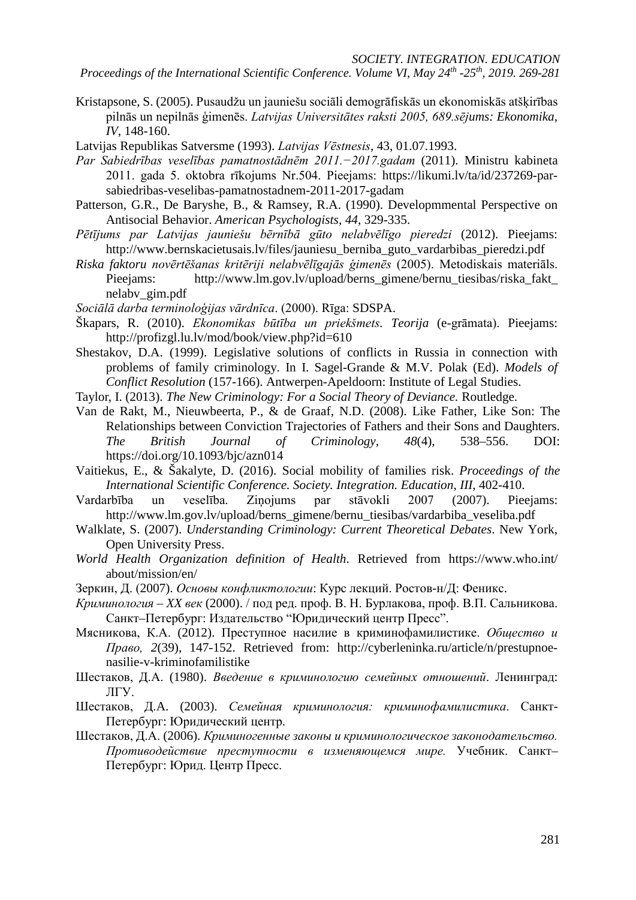Kristapsone, S. (2005). Pusaudžu un jauniešu sociāli demogrāfiskās un ekonomiskās atšķirības pilnās un nepilnās ģimenēs. *Latvijas Universitātes raksti 2005, 689.sējums: Ekonomika, IV*, 148-160.

Latvijas Republikas Satversme (1993). *Latvijas Vēstnesis*, 43, 01.07.1993.

*Par Sabiedrības veselības pamatnostādnēm 2011.−2017.gadam* (2011). Ministru kabineta 2011. gada 5. oktobra rīkojums Nr.504. Pieejams: https://likumi.lv/ta/id/237269-par-sabiedribas-veselibas-pamatnostadnem-2011-2017-gadam

Patterson, G.R., De Baryshe, B., & Ramsey, R.A. (1990). Developmmental Perspective on Antisocial Behavior. *American Psychologists, 44*, 329-335.

*Pētījums par Latvijas jauniešu bērnībā gūto nelabvēlīgo pieredzi* (2012). Pieejams: http://www.bernskacietusais.lv/files/jauniesu_berniba_guto_vardarbibas_pieredzi.pdf

*Riska faktoru novērtēšanas kritēriji nelabvēlīgajās ģimenēs* (2005). Metodiskais materiāls. Pieejams: http://www.lm.gov.lv/upload/berns_gimene/bernu_tiesibas/riska_fakt_nelabv_gim.pdf

*Sociālā darba terminoloģijas vārdnīca*. (2000). Rīga: SDSPA.

Škapars, R. (2010). *Ekonomikas būtība un priekšmets. Teorija* (e-grāmata). Pieejams: http://profizgl.lu.lv/mod/book/view.php?id=610

Shestakov, D.A. (1999). Legislative solutions of conflicts in Russia in connection with problems of family criminology. In I. Sagel-Grande & M.V. Polak (Ed). *Models of Conflict Resolution* (157-166). Antwerpen-Apeldoorn: Institute of Legal Studies.

Taylor, I. (2013). *The New Criminology: For a Social Theory of Deviance.* Routledge.

Van de Rakt, M., Nieuwbeerta, P., & de Graaf, N.D. (2008). Like Father, Like Son: The Relationships between Conviction Trajectories of Fathers and their Sons and Daughters. *The British Journal of Criminology*, *48*(4), 538–556. DOI: https://doi.org/10.1093/bjc/azn014

Vaitiekus, E., & Šakalyte, D. (2016). Social mobility of families risk. *Proceedings of the International Scientific Conference. Society. Integration. Education, III*, 402-410.

Vardarbība un veselība. Ziņojums par stāvokli 2007 (2007). Pieejams: http://www.lm.gov.lv/upload/berns_gimene/bernu_tiesibas/vardarbiba_veseliba.pdf

Walklate, S. (2007). *Understanding Criminology: Current Theoretical Debates*. New York, Open University Press.

*World Health Organization definition of Health*. Retrieved from https://www.who.int/about/mission/en/

Зеркин, Д. (2007). *Основы конфликтологии*: Курс лекций. Ростов-н/Д: Феникс.

*Криминология – ХХ век* (2000). / под ред. проф. В. Н. Бурлакова, проф. В.П. Сальникова. Санкт–Петербург: Издательство "Юридический центр Пресс".

Мясникова, К.А. (2012). Преступное насилие в криминофамилистике. *Общество и Право, 2*(39), 147-152. Retrieved from: http://cyberleninka.ru/article/n/prestupnoe-nasilie-v-kriminofamilistike

Шестаков, Д.А. (1980). *Введение в криминологию семейных отношений*. Ленинград: ЛГУ.

Шестаков, Д.А. (2003). *Семейная криминология: криминофамилистика*. Санкт-Петербург: Юридический центр.

Шестаков, Д.А. (2006). *Криминогенные законы и криминологическое законодательство. Противодействие преступности в изменяющемся мире.* Учебник. Санкт–Петербург: Юрид. Центр Пресс.